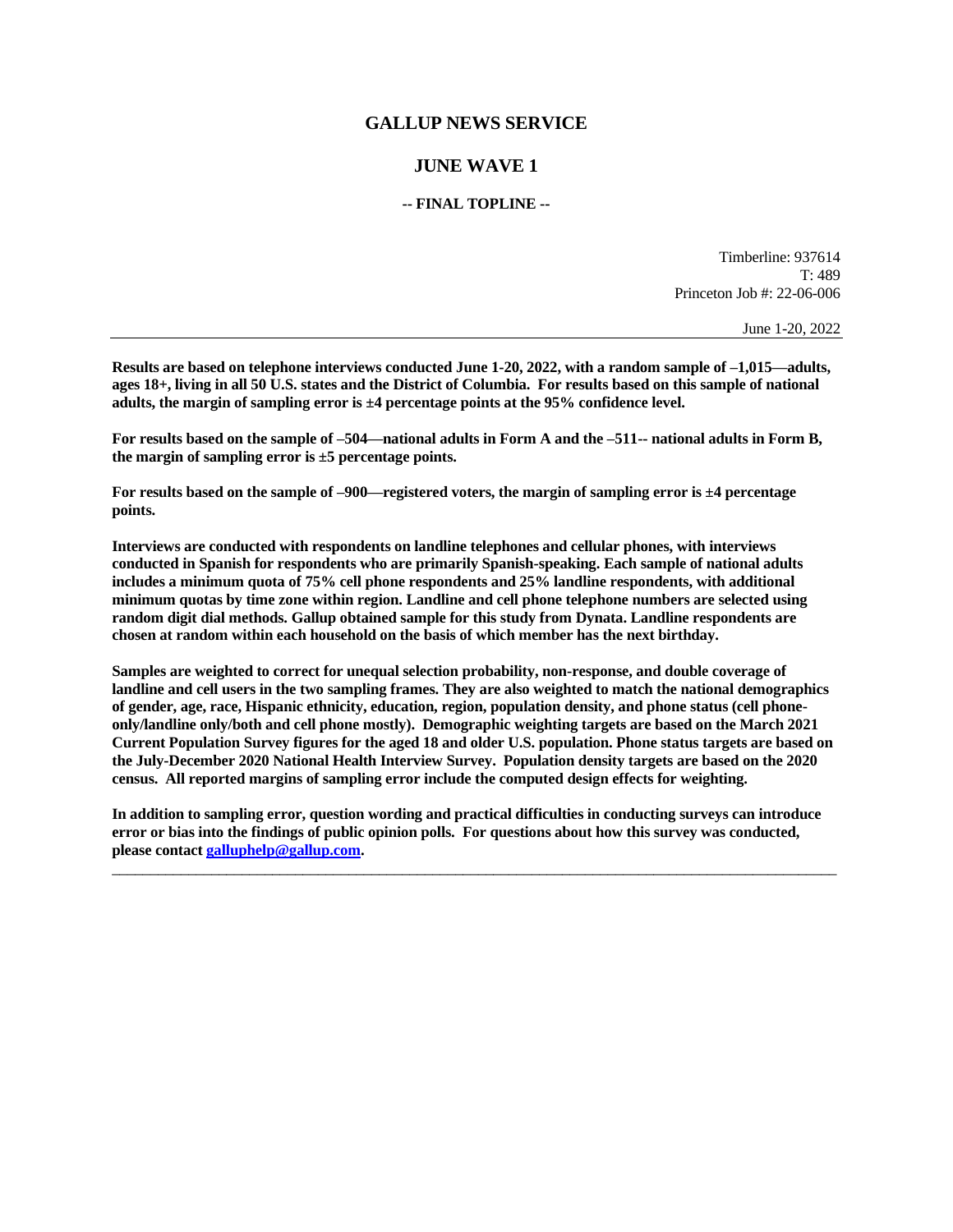# GALLUP NEWS SERVICE

## JUNE WAVE 1

### -- FINAL TOPLINE --

Timberline: 937614
T: 489
Princeton Job #: 22-06-006

June 1-20, 2022

---

**Results are based on telephone interviews conducted June 1-20, 2022, with a random sample of –1,015—adults, ages 18+, living in all 50 U.S. states and the District of Columbia. For results based on this sample of national adults, the margin of sampling error is ±4 percentage points at the 95% confidence level.**

**For results based on the sample of –504—national adults in Form A and the –511-- national adults in Form B, the margin of sampling error is ±5 percentage points.**

**For results based on the sample of –900—registered voters, the margin of sampling error is ±4 percentage points.**

**Interviews are conducted with respondents on landline telephones and cellular phones, with interviews conducted in Spanish for respondents who are primarily Spanish-speaking. Each sample of national adults includes a minimum quota of 75% cell phone respondents and 25% landline respondents, with additional minimum quotas by time zone within region. Landline and cell phone telephone numbers are selected using random digit dial methods. Gallup obtained sample for this study from Dynata. Landline respondents are chosen at random within each household on the basis of which member has the next birthday.**

**Samples are weighted to correct for unequal selection probability, non-response, and double coverage of landline and cell users in the two sampling frames. They are also weighted to match the national demographics of gender, age, race, Hispanic ethnicity, education, region, population density, and phone status (cell phone-only/landline only/both and cell phone mostly). Demographic weighting targets are based on the March 2021 Current Population Survey figures for the aged 18 and older U.S. population. Phone status targets are based on the July-December 2020 National Health Interview Survey. Population density targets are based on the 2020 census. All reported margins of sampling error include the computed design effects for weighting.**

**In addition to sampling error, question wording and practical difficulties in conducting surveys can introduce error or bias into the findings of public opinion polls. For questions about how this survey was conducted, please contact galluphelp@gallup.com.**

---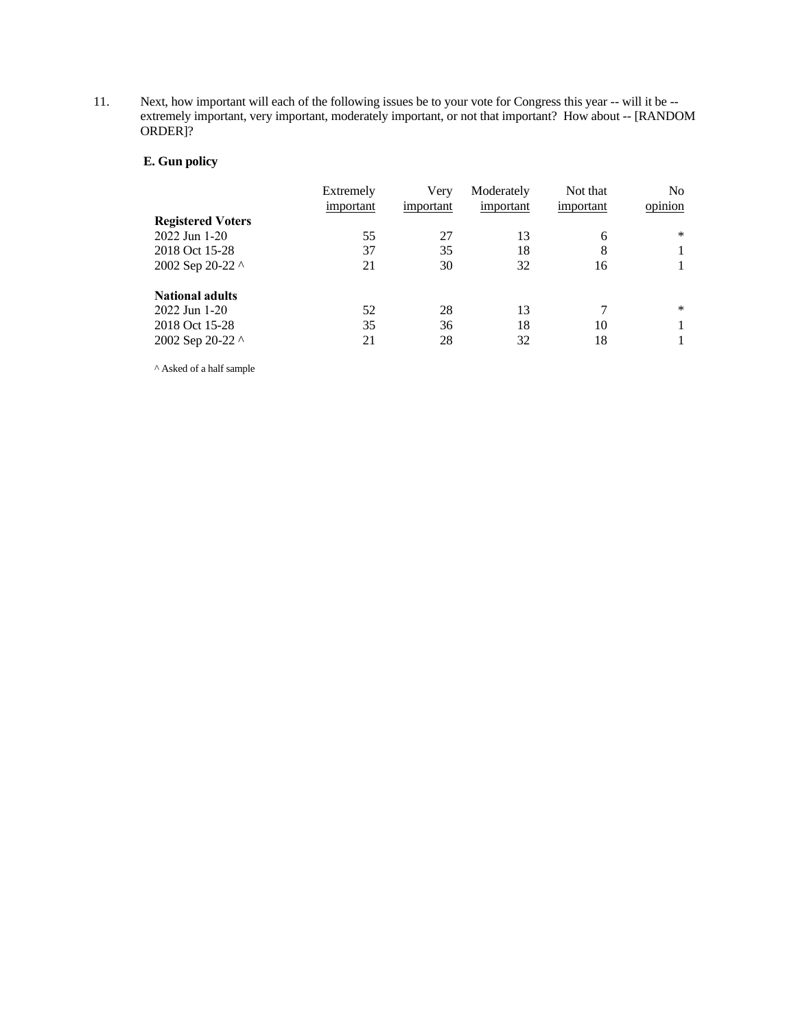11. Next, how important will each of the following issues be to your vote for Congress this year -- will it be -- extremely important, very important, moderately important, or not that important? How about -- [RANDOM ORDER]?

**E. Gun policy**

| | Extremely important | Very important | Moderately important | Not that important | No opinion |
|---|---|---|---|---|---|
| **Registered Voters** | | | | | |
| 2022 Jun 1-20 | 55 | 27 | 13 | 6 | * |
| 2018 Oct 15-28 | 37 | 35 | 18 | 8 | 1 |
| 2002 Sep 20-22 ^ | 21 | 30 | 32 | 16 | 1 |
| **National adults** | | | | | |
| 2022 Jun 1-20 | 52 | 28 | 13 | 7 | * |
| 2018 Oct 15-28 | 35 | 36 | 18 | 10 | 1 |
| 2002 Sep 20-22 ^ | 21 | 28 | 32 | 18 | 1 |

^ Asked of a half sample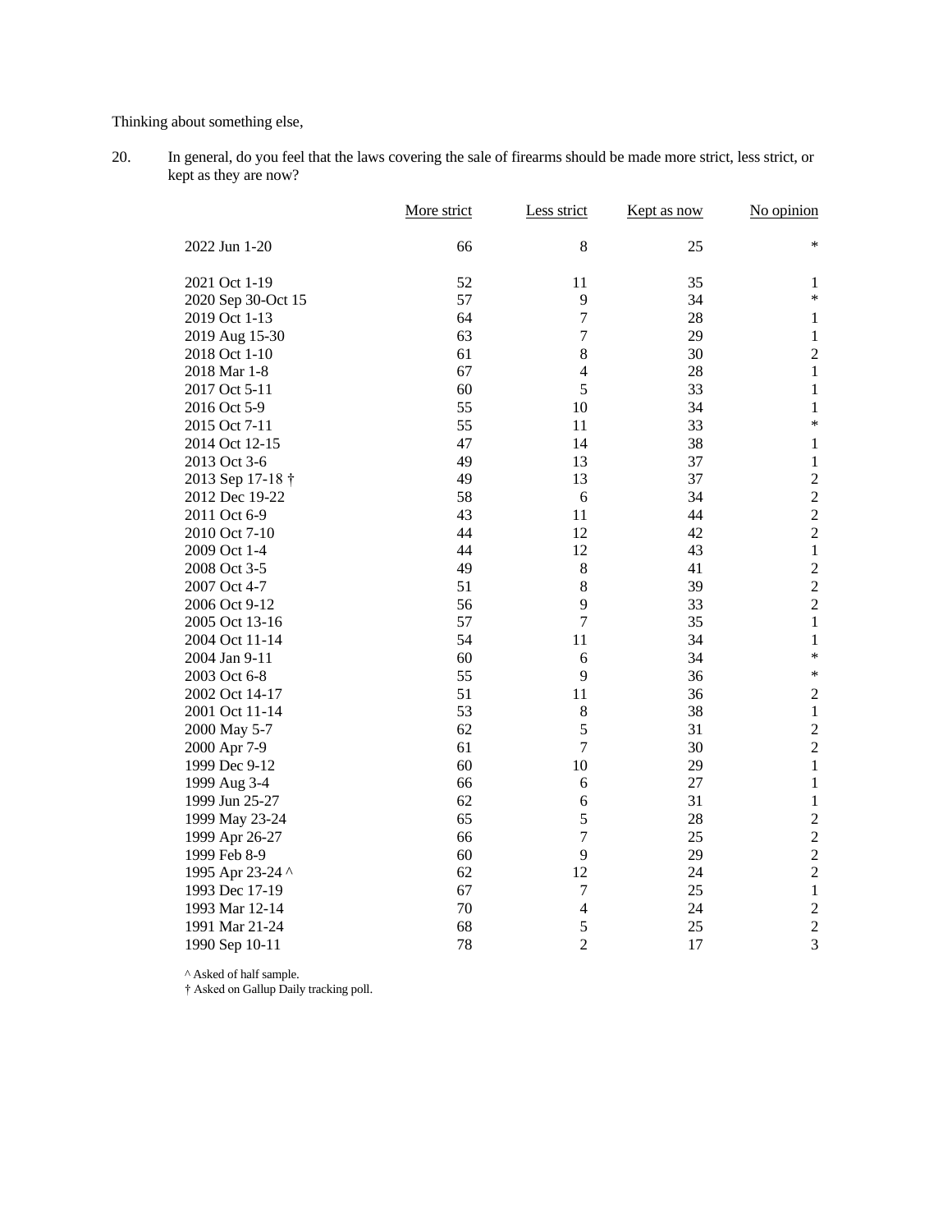Thinking about something else,

20. In general, do you feel that the laws covering the sale of firearms should be made more strict, less strict, or kept as they are now?

| | More strict | Less strict | Kept as now | No opinion |
|---|---|---|---|---|
| 2022 Jun 1-20 | 66 | 8 | 25 | * |
| 2021 Oct 1-19 | 52 | 11 | 35 | 1 |
| 2020 Sep 30-Oct 15 | 57 | 9 | 34 | * |
| 2019 Oct 1-13 | 64 | 7 | 28 | 1 |
| 2019 Aug 15-30 | 63 | 7 | 29 | 1 |
| 2018 Oct 1-10 | 61 | 8 | 30 | 2 |
| 2018 Mar 1-8 | 67 | 4 | 28 | 1 |
| 2017 Oct 5-11 | 60 | 5 | 33 | 1 |
| 2016 Oct 5-9 | 55 | 10 | 34 | 1 |
| 2015 Oct 7-11 | 55 | 11 | 33 | * |
| 2014 Oct 12-15 | 47 | 14 | 38 | 1 |
| 2013 Oct 3-6 | 49 | 13 | 37 | 1 |
| 2013 Sep 17-18 † | 49 | 13 | 37 | 2 |
| 2012 Dec 19-22 | 58 | 6 | 34 | 2 |
| 2011 Oct 6-9 | 43 | 11 | 44 | 2 |
| 2010 Oct 7-10 | 44 | 12 | 42 | 2 |
| 2009 Oct 1-4 | 44 | 12 | 43 | 1 |
| 2008 Oct 3-5 | 49 | 8 | 41 | 2 |
| 2007 Oct 4-7 | 51 | 8 | 39 | 2 |
| 2006 Oct 9-12 | 56 | 9 | 33 | 2 |
| 2005 Oct 13-16 | 57 | 7 | 35 | 1 |
| 2004 Oct 11-14 | 54 | 11 | 34 | 1 |
| 2004 Jan 9-11 | 60 | 6 | 34 | * |
| 2003 Oct 6-8 | 55 | 9 | 36 | * |
| 2002 Oct 14-17 | 51 | 11 | 36 | 2 |
| 2001 Oct 11-14 | 53 | 8 | 38 | 1 |
| 2000 May 5-7 | 62 | 5 | 31 | 2 |
| 2000 Apr 7-9 | 61 | 7 | 30 | 2 |
| 1999 Dec 9-12 | 60 | 10 | 29 | 1 |
| 1999 Aug 3-4 | 66 | 6 | 27 | 1 |
| 1999 Jun 25-27 | 62 | 6 | 31 | 1 |
| 1999 May 23-24 | 65 | 5 | 28 | 2 |
| 1999 Apr 26-27 | 66 | 7 | 25 | 2 |
| 1999 Feb 8-9 | 60 | 9 | 29 | 2 |
| 1995 Apr 23-24 ^ | 62 | 12 | 24 | 2 |
| 1993 Dec 17-19 | 67 | 7 | 25 | 1 |
| 1993 Mar 12-14 | 70 | 4 | 24 | 2 |
| 1991 Mar 21-24 | 68 | 5 | 25 | 2 |
| 1990 Sep 10-11 | 78 | 2 | 17 | 3 |

^ Asked of half sample.
† Asked on Gallup Daily tracking poll.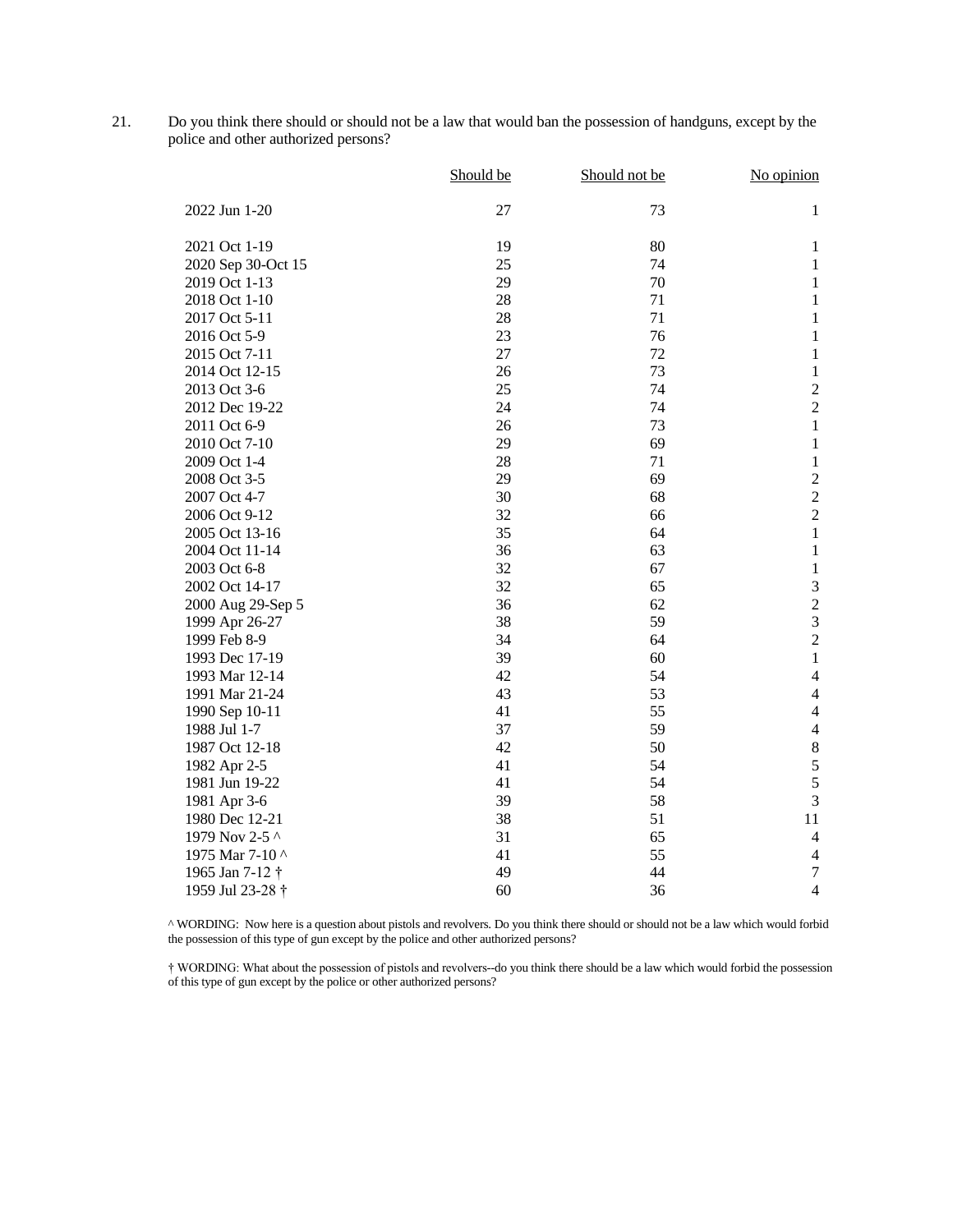21. Do you think there should or should not be a law that would ban the possession of handguns, except by the police and other authorized persons?

| | Should be | Should not be | No opinion |
|---|---|---|---|
| 2022 Jun 1-20 | 27 | 73 | 1 |
| 2021 Oct 1-19 | 19 | 80 | 1 |
| 2020 Sep 30-Oct 15 | 25 | 74 | 1 |
| 2019 Oct 1-13 | 29 | 70 | 1 |
| 2018 Oct 1-10 | 28 | 71 | 1 |
| 2017 Oct 5-11 | 28 | 71 | 1 |
| 2016 Oct 5-9 | 23 | 76 | 1 |
| 2015 Oct 7-11 | 27 | 72 | 1 |
| 2014 Oct 12-15 | 26 | 73 | 1 |
| 2013 Oct 3-6 | 25 | 74 | 2 |
| 2012 Dec 19-22 | 24 | 74 | 2 |
| 2011 Oct 6-9 | 26 | 73 | 1 |
| 2010 Oct 7-10 | 29 | 69 | 1 |
| 2009 Oct 1-4 | 28 | 71 | 1 |
| 2008 Oct 3-5 | 29 | 69 | 2 |
| 2007 Oct 4-7 | 30 | 68 | 2 |
| 2006 Oct 9-12 | 32 | 66 | 2 |
| 2005 Oct 13-16 | 35 | 64 | 1 |
| 2004 Oct 11-14 | 36 | 63 | 1 |
| 2003 Oct 6-8 | 32 | 67 | 1 |
| 2002 Oct 14-17 | 32 | 65 | 3 |
| 2000 Aug 29-Sep 5 | 36 | 62 | 2 |
| 1999 Apr 26-27 | 38 | 59 | 3 |
| 1999 Feb 8-9 | 34 | 64 | 2 |
| 1993 Dec 17-19 | 39 | 60 | 1 |
| 1993 Mar 12-14 | 42 | 54 | 4 |
| 1991 Mar 21-24 | 43 | 53 | 4 |
| 1990 Sep 10-11 | 41 | 55 | 4 |
| 1988 Jul 1-7 | 37 | 59 | 4 |
| 1987 Oct 12-18 | 42 | 50 | 8 |
| 1982 Apr 2-5 | 41 | 54 | 5 |
| 1981 Jun 19-22 | 41 | 54 | 5 |
| 1981 Apr 3-6 | 39 | 58 | 3 |
| 1980 Dec 12-21 | 38 | 51 | 11 |
| 1979 Nov 2-5 ^ | 31 | 65 | 4 |
| 1975 Mar 7-10 ^ | 41 | 55 | 4 |
| 1965 Jan 7-12 † | 49 | 44 | 7 |
| 1959 Jul 23-28 † | 60 | 36 | 4 |

^ WORDING: Now here is a question about pistols and revolvers. Do you think there should or should not be a law which would forbid the possession of this type of gun except by the police and other authorized persons?

† WORDING: What about the possession of pistols and revolvers--do you think there should be a law which would forbid the possession of this type of gun except by the police or other authorized persons?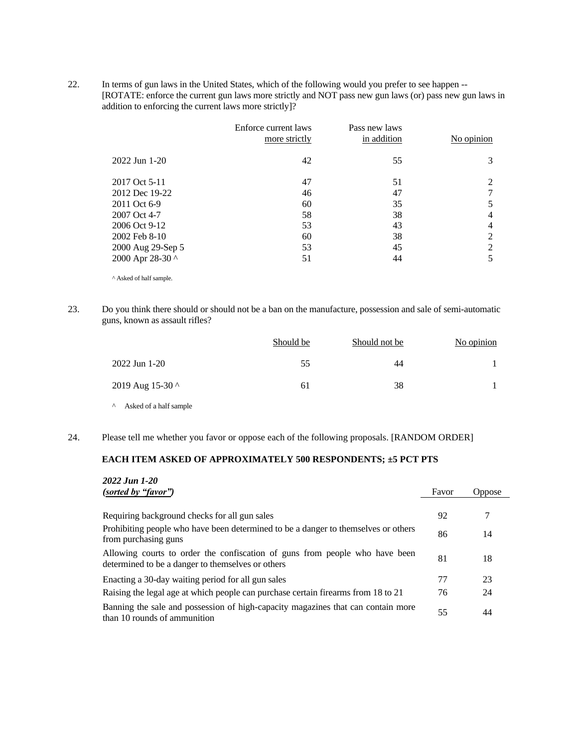22. In terms of gun laws in the United States, which of the following would you prefer to see happen -- [ROTATE: enforce the current gun laws more strictly and NOT pass new gun laws (or) pass new gun laws in addition to enforcing the current laws more strictly]?

| | Enforce current laws more strictly | Pass new laws in addition | No opinion |
|---|---|---|---|
| 2022 Jun 1-20 | 42 | 55 | 3 |
| 2017 Oct 5-11 | 47 | 51 | 2 |
| 2012 Dec 19-22 | 46 | 47 | 7 |
| 2011 Oct 6-9 | 60 | 35 | 5 |
| 2007 Oct 4-7 | 58 | 38 | 4 |
| 2006 Oct 9-12 | 53 | 43 | 4 |
| 2002 Feb 8-10 | 60 | 38 | 2 |
| 2000 Aug 29-Sep 5 | 53 | 45 | 2 |
| 2000 Apr 28-30 ^ | 51 | 44 | 5 |

^ Asked of half sample.

23. Do you think there should or should not be a ban on the manufacture, possession and sale of semi-automatic guns, known as assault rifles?

| | Should be | Should not be | No opinion |
|---|---|---|---|
| 2022 Jun 1-20 | 55 | 44 | 1 |
| 2019 Aug 15-30 ^ | 61 | 38 | 1 |

^ Asked of a half sample

24. Please tell me whether you favor or oppose each of the following proposals. [RANDOM ORDER]

**EACH ITEM ASKED OF APPROXIMATELY 500 RESPONDENTS; ±5 PCT PTS**

| ***2022 Jun 1-20*** ***(sorted by "favor")*** | Favor | Oppose |
|---|---|---|
| Requiring background checks for all gun sales | 92 | 7 |
| Prohibiting people who have been determined to be a danger to themselves or others from purchasing guns | 86 | 14 |
| Allowing courts to order the confiscation of guns from people who have been determined to be a danger to themselves or others | 81 | 18 |
| Enacting a 30-day waiting period for all gun sales | 77 | 23 |
| Raising the legal age at which people can purchase certain firearms from 18 to 21 | 76 | 24 |
| Banning the sale and possession of high-capacity magazines that can contain more than 10 rounds of ammunition | 55 | 44 |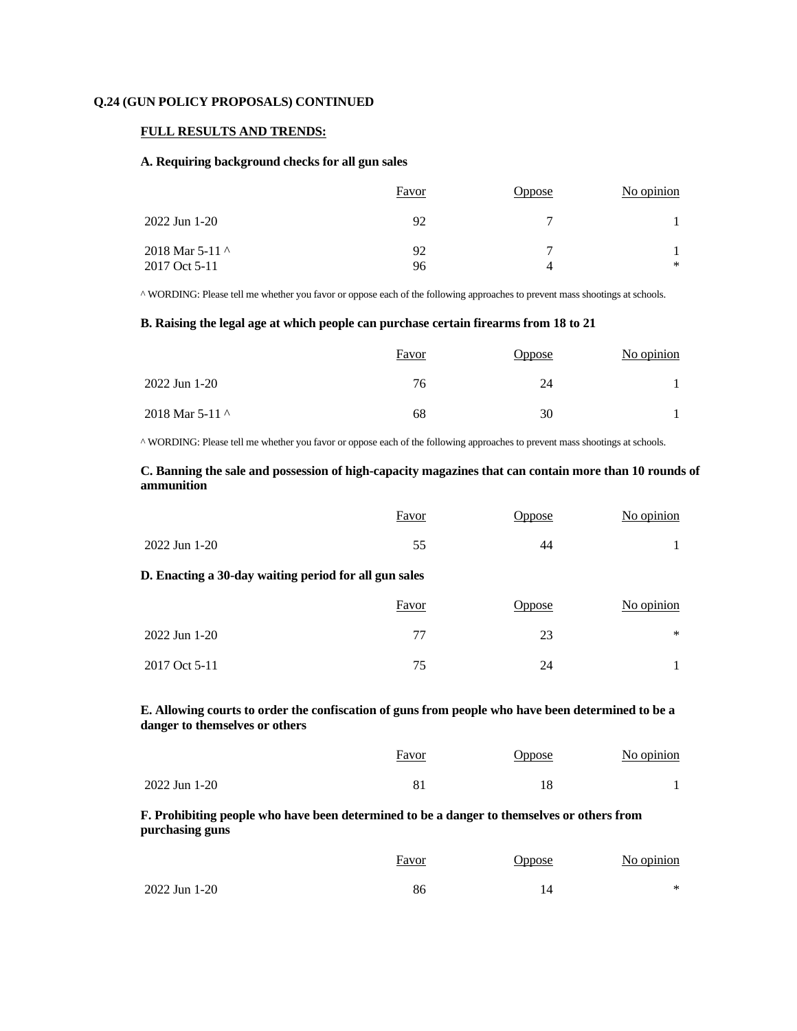**Q.24 (GUN POLICY PROPOSALS) CONTINUED**

**FULL RESULTS AND TRENDS:**

**A. Requiring background checks for all gun sales**

| | Favor | Oppose | No opinion |
|---|---|---|---|
| 2022 Jun 1-20 | 92 | 7 | 1 |
| 2018 Mar 5-11 ^ | 92 | 7 | 1 |
| 2017 Oct 5-11 | 96 | 4 | * |

^ WORDING: Please tell me whether you favor or oppose each of the following approaches to prevent mass shootings at schools.

**B. Raising the legal age at which people can purchase certain firearms from 18 to 21**

| | Favor | Oppose | No opinion |
|---|---|---|---|
| 2022 Jun 1-20 | 76 | 24 | 1 |
| 2018 Mar 5-11 ^ | 68 | 30 | 1 |

^ WORDING: Please tell me whether you favor or oppose each of the following approaches to prevent mass shootings at schools.

**C. Banning the sale and possession of high-capacity magazines that can contain more than 10 rounds of ammunition**

| | Favor | Oppose | No opinion |
|---|---|---|---|
| 2022 Jun 1-20 | 55 | 44 | 1 |

**D. Enacting a 30-day waiting period for all gun sales**

| | Favor | Oppose | No opinion |
|---|---|---|---|
| 2022 Jun 1-20 | 77 | 23 | * |
| 2017 Oct 5-11 | 75 | 24 | 1 |

**E. Allowing courts to order the confiscation of guns from people who have been determined to be a danger to themselves or others**

| | Favor | Oppose | No opinion |
|---|---|---|---|
| 2022 Jun 1-20 | 81 | 18 | 1 |

**F. Prohibiting people who have been determined to be a danger to themselves or others from purchasing guns**

| | Favor | Oppose | No opinion |
|---|---|---|---|
| 2022 Jun 1-20 | 86 | 14 | * |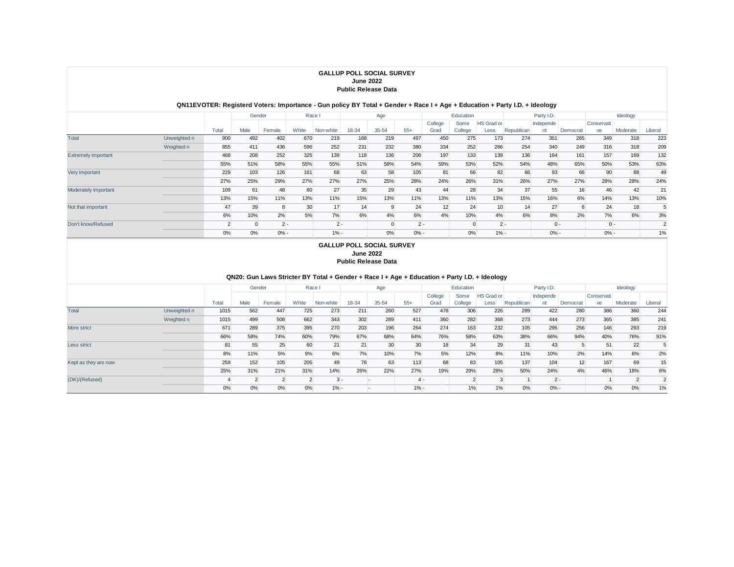**GALLUP POLL SOCIAL SURVEY**
**June 2022**
**Public Release Data**

**QN11EVOTER: Registerd Voters: Importance - Gun policy BY Total + Gender + Race I + Age + Education + Party I.D. + Ideology**

| | | | Gender | | Race I | | Age | | | Education | | | Party I.D. | | | Ideology | | |
|---|---|---|---|---|---|---|---|---|---|---|---|---|---|---|---|---|---|---|
| | | Total | Male | Female | White | Non-white | 18-34 | 35-54 | 55+ | College Grad | Some College | HS Grad or Less | Republican | Independent | Democrat | Conservative | Moderate | Liberal |
| Total | Unweighted n | 900 | 492 | 402 | 670 | 219 | 168 | 219 | 497 | 450 | 275 | 173 | 274 | 351 | 265 | 349 | 318 | 223 |
| | Weighted n | 855 | 411 | 436 | 596 | 252 | 231 | 232 | 380 | 334 | 252 | 266 | 254 | 340 | 249 | 316 | 318 | 209 |
| Extremely important | | 468 | 208 | 252 | 325 | 139 | 118 | 136 | 206 | 197 | 133 | 139 | 136 | 164 | 161 | 157 | 169 | 132 |
| | | 55% | 51% | 58% | 55% | 55% | 51% | 58% | 54% | 59% | 53% | 52% | 54% | 48% | 65% | 50% | 53% | 63% |
| Very important | | 229 | 103 | 126 | 161 | 68 | 63 | 58 | 105 | 81 | 66 | 82 | 66 | 93 | 66 | 90 | 88 | 49 |
| | | 27% | 25% | 29% | 27% | 27% | 27% | 25% | 28% | 24% | 26% | 31% | 26% | 27% | 27% | 28% | 28% | 24% |
| Moderately important | | 109 | 61 | 48 | 80 | 27 | 35 | 29 | 43 | 44 | 28 | 34 | 37 | 55 | 16 | 46 | 42 | 21 |
| | | 13% | 15% | 11% | 13% | 11% | 15% | 13% | 11% | 13% | 11% | 13% | 15% | 16% | 6% | 14% | 13% | 10% |
| Not that important | | 47 | 39 | 8 | 30 | 17 | 14 | 9 | 24 | 12 | 24 | 10 | 14 | 27 | 6 | 24 | 18 | 5 |
| | | 6% | 10% | 2% | 5% | 7% | 6% | 4% | 6% | 4% | 10% | 4% | 6% | 8% | 2% | 7% | 6% | 3% |
| Don't know/Refused | | 2 | 0 | 2 | - | 2 | - | 0 | 2 | - | 0 | 2 | - | 0 | - | 0 | - | 2 |
| | | 0% | 0% | 0% | - | 1% | - | 0% | 0% | - | 0% | 1% | - | 0% | - | 0% | - | 1% |

**GALLUP POLL SOCIAL SURVEY**
**June 2022**
**Public Release Data**

**QN20: Gun Laws Stricter BY Total + Gender + Race I + Age + Education + Party I.D. + Ideology**

| | | | Gender | | Race I | | Age | | | Education | | | Party I.D. | | | Ideology | | |
|---|---|---|---|---|---|---|---|---|---|---|---|---|---|---|---|---|---|---|
| | | Total | Male | Female | White | Non-white | 18-34 | 35-54 | 55+ | College Grad | Some College | HS Grad or Less | Republican | Independent | Democrat | Conservative | Moderate | Liberal |
| Total | Unweighted n | 1015 | 562 | 447 | 725 | 273 | 211 | 260 | 527 | 478 | 306 | 226 | 289 | 422 | 280 | 386 | 360 | 244 |
| | Weighted n | 1015 | 499 | 508 | 662 | 343 | 302 | 289 | 411 | 360 | 282 | 368 | 273 | 444 | 273 | 365 | 385 | 241 |
| More strict | | 671 | 289 | 375 | 395 | 270 | 203 | 196 | 264 | 274 | 163 | 232 | 105 | 295 | 256 | 146 | 293 | 219 |
| | | 66% | 58% | 74% | 60% | 79% | 67% | 68% | 64% | 76% | 58% | 63% | 38% | 66% | 94% | 40% | 76% | 91% |
| Less strict | | 81 | 55 | 25 | 60 | 21 | 21 | 30 | 30 | 18 | 34 | 29 | 31 | 43 | 5 | 51 | 22 | 5 |
| | | 8% | 11% | 5% | 9% | 6% | 7% | 10% | 7% | 5% | 12% | 8% | 11% | 10% | 2% | 14% | 6% | 2% |
| Kept as they are now | | 259 | 152 | 105 | 205 | 49 | 78 | 63 | 113 | 68 | 83 | 105 | 137 | 104 | 12 | 167 | 69 | 15 |
| | | 25% | 31% | 21% | 31% | 14% | 26% | 22% | 27% | 19% | 29% | 28% | 50% | 24% | 4% | 46% | 18% | 6% |
| (DK)/(Refused) | | 4 | 2 | 2 | 2 | 3 | - | - | 4 | - | 2 | 3 | 1 | 2 | - | 1 | 2 | 2 |
| | | 0% | 0% | 0% | 0% | 1% | - | - | 1% | - | 1% | 1% | 0% | 0% | - | 0% | 0% | 1% |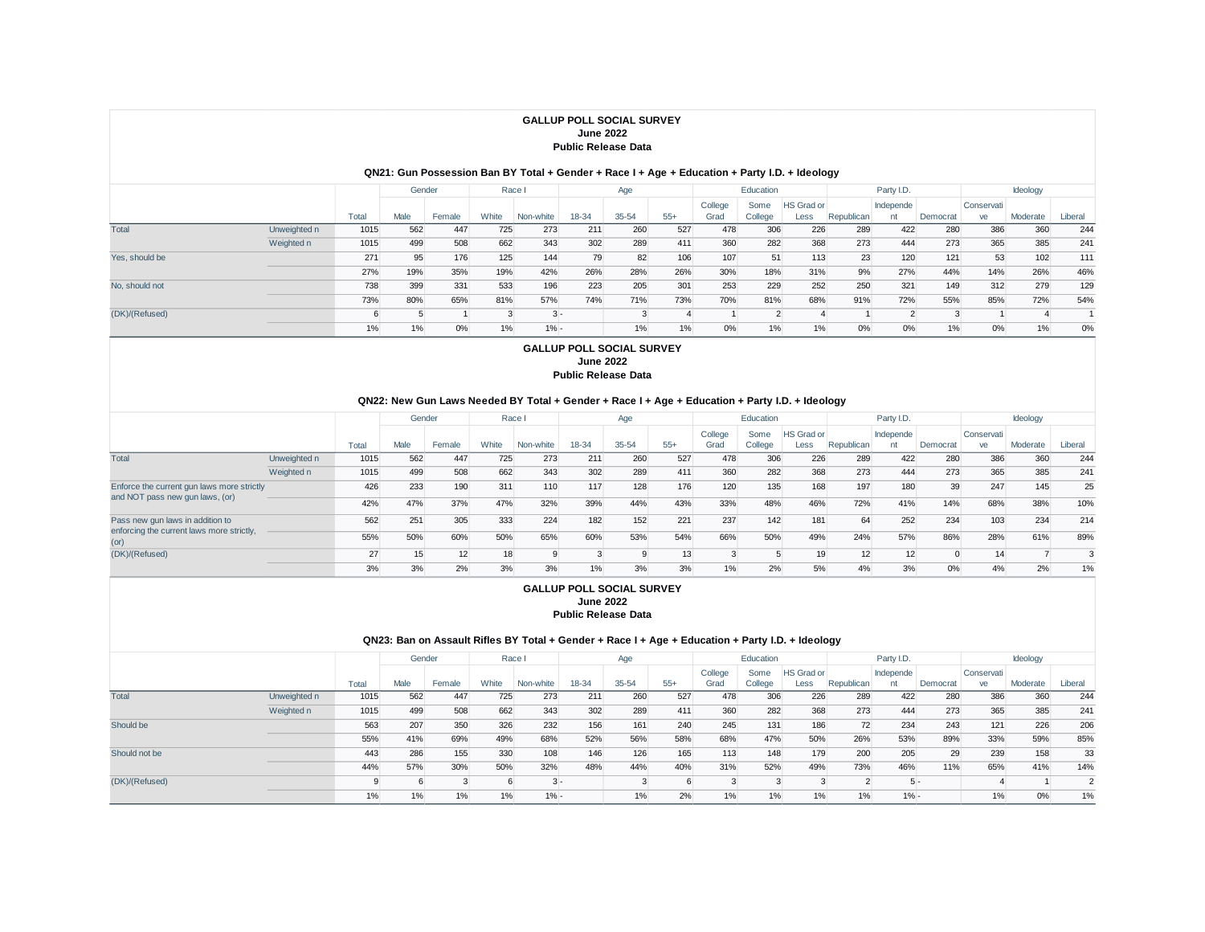**GALLUP POLL SOCIAL SURVEY**
**June 2022**
**Public Release Data**

**QN21: Gun Possession Ban BY Total + Gender + Race I + Age + Education + Party I.D. + Ideology**

| | | | Gender | | Race I | | Age | | | Education | | | Party I.D. | | | Ideology | | |
|---|---|---|---|---|---|---|---|---|---|---|---|---|---|---|---|---|---|---|
| | | Total | Male | Female | White | Non-white | 18-34 | 35-54 | 55+ | College Grad | Some College | HS Grad or Less | Republican | Independent | Democrat | Conservative | Moderate | Liberal |
| Total | Unweighted n | 1015 | 562 | 447 | 725 | 273 | 211 | 260 | 527 | 478 | 306 | 226 | 289 | 422 | 280 | 386 | 360 | 244 |
| | Weighted n | 1015 | 499 | 508 | 662 | 343 | 302 | 289 | 411 | 360 | 282 | 368 | 273 | 444 | 273 | 365 | 385 | 241 |
| Yes, should be | | 271 | 95 | 176 | 125 | 144 | 79 | 82 | 106 | 107 | 51 | 113 | 23 | 120 | 121 | 53 | 102 | 111 |
| | | 27% | 19% | 35% | 19% | 42% | 26% | 28% | 26% | 30% | 18% | 31% | 9% | 27% | 44% | 14% | 26% | 46% |
| No, should not | | 738 | 399 | 331 | 533 | 196 | 223 | 205 | 301 | 253 | 229 | 252 | 250 | 321 | 149 | 312 | 279 | 129 |
| | | 73% | 80% | 65% | 81% | 57% | 74% | 71% | 73% | 70% | 81% | 68% | 91% | 72% | 55% | 85% | 72% | 54% |
| (DK)/(Refused) | | 6 | 5 | 1 | 3 | 3 | - | 3 | 4 | 1 | 2 | 4 | 1 | 2 | 3 | 1 | 4 | 1 |
| | | 1% | 1% | 0% | 1% | 1% | - | 1% | 1% | 0% | 1% | 1% | 0% | 0% | 1% | 0% | 1% | 0% |

**GALLUP POLL SOCIAL SURVEY**
**June 2022**
**Public Release Data**

**QN22: New Gun Laws Needed BY Total + Gender + Race I + Age + Education + Party I.D. + Ideology**

| | | | Gender | | Race I | | Age | | | Education | | | Party I.D. | | | Ideology | | |
|---|---|---|---|---|---|---|---|---|---|---|---|---|---|---|---|---|---|---|
| | | Total | Male | Female | White | Non-white | 18-34 | 35-54 | 55+ | College Grad | Some College | HS Grad or Less | Republican | Independent | Democrat | Conservative | Moderate | Liberal |
| Total | Unweighted n | 1015 | 562 | 447 | 725 | 273 | 211 | 260 | 527 | 478 | 306 | 226 | 289 | 422 | 280 | 386 | 360 | 244 |
| | Weighted n | 1015 | 499 | 508 | 662 | 343 | 302 | 289 | 411 | 360 | 282 | 368 | 273 | 444 | 273 | 365 | 385 | 241 |
| Enforce the current gun laws more strictly and NOT pass new gun laws, (or) | | 426 | 233 | 190 | 311 | 110 | 117 | 128 | 176 | 120 | 135 | 168 | 197 | 180 | 39 | 247 | 145 | 25 |
| | | 42% | 47% | 37% | 47% | 32% | 39% | 44% | 43% | 33% | 48% | 46% | 72% | 41% | 14% | 68% | 38% | 10% |
| Pass new gun laws in addition to enforcing the current laws more strictly, (or) | | 562 | 251 | 305 | 333 | 224 | 182 | 152 | 221 | 237 | 142 | 181 | 64 | 252 | 234 | 103 | 234 | 214 |
| | | 55% | 50% | 60% | 50% | 65% | 60% | 53% | 54% | 66% | 50% | 49% | 24% | 57% | 86% | 28% | 61% | 89% |
| (DK)/(Refused) | | 27 | 15 | 12 | 18 | 9 | 3 | 9 | 13 | 3 | 5 | 19 | 12 | 12 | 0 | 14 | 7 | 3 |
| | | 3% | 3% | 2% | 3% | 3% | 1% | 3% | 3% | 1% | 2% | 5% | 4% | 3% | 0% | 4% | 2% | 1% |

**GALLUP POLL SOCIAL SURVEY**
**June 2022**
**Public Release Data**

**QN23: Ban on Assault Rifles BY Total + Gender + Race I + Age + Education + Party I.D. + Ideology**

| | | | Gender | | Race I | | Age | | | Education | | | Party I.D. | | | Ideology | | |
|---|---|---|---|---|---|---|---|---|---|---|---|---|---|---|---|---|---|---|
| | | Total | Male | Female | White | Non-white | 18-34 | 35-54 | 55+ | College Grad | Some College | HS Grad or Less | Republican | Independent | Democrat | Conservative | Moderate | Liberal |
| Total | Unweighted n | 1015 | 562 | 447 | 725 | 273 | 211 | 260 | 527 | 478 | 306 | 226 | 289 | 422 | 280 | 386 | 360 | 244 |
| | Weighted n | 1015 | 499 | 508 | 662 | 343 | 302 | 289 | 411 | 360 | 282 | 368 | 273 | 444 | 273 | 365 | 385 | 241 |
| Should be | | 563 | 207 | 350 | 326 | 232 | 156 | 161 | 240 | 245 | 131 | 186 | 72 | 234 | 243 | 121 | 226 | 206 |
| | | 55% | 41% | 69% | 49% | 68% | 52% | 56% | 58% | 68% | 47% | 50% | 26% | 53% | 89% | 33% | 59% | 85% |
| Should not be | | 443 | 286 | 155 | 330 | 108 | 146 | 126 | 165 | 113 | 148 | 179 | 200 | 205 | 29 | 239 | 158 | 33 |
| | | 44% | 57% | 30% | 50% | 32% | 48% | 44% | 40% | 31% | 52% | 49% | 73% | 46% | 11% | 65% | 41% | 14% |
| (DK)/(Refused) | | 9 | 6 | 3 | 6 | 3 | - | 3 | 6 | 3 | 3 | 3 | 2 | 5 | - | 4 | 1 | 2 |
| | | 1% | 1% | 1% | 1% | 1% | - | 1% | 2% | 1% | 1% | 1% | 1% | 1% | - | 1% | 0% | 1% |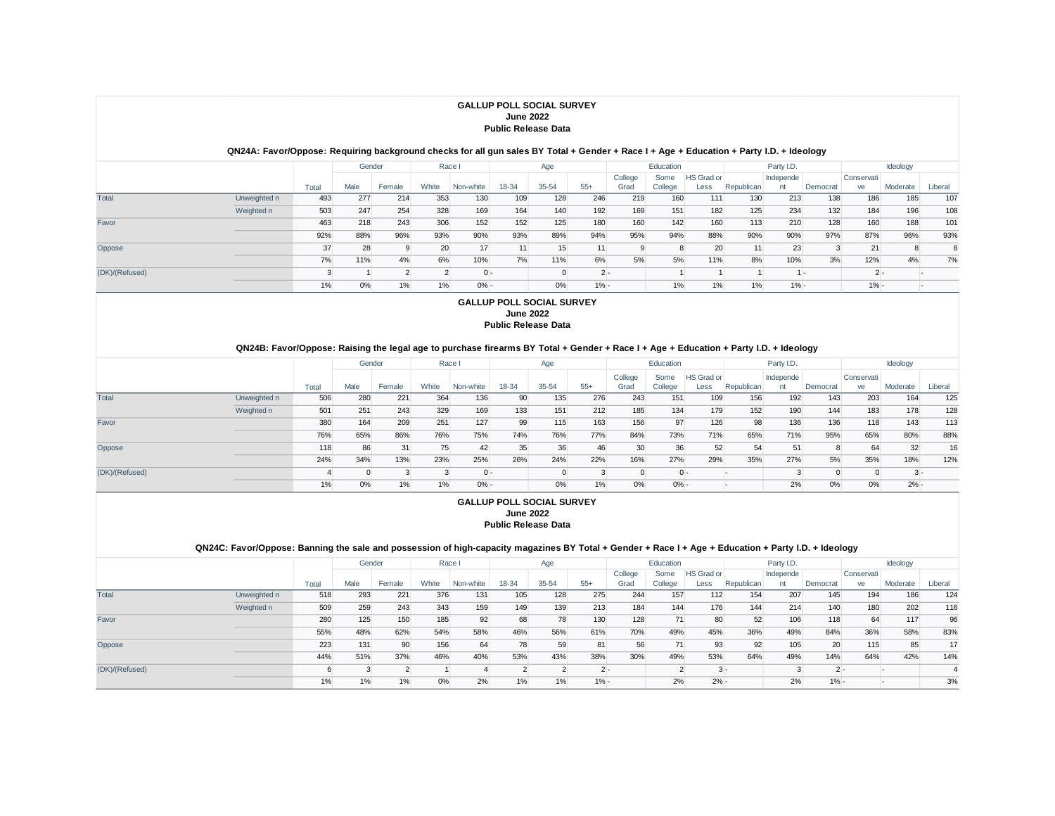# GALLUP POLL SOCIAL SURVEY
**June 2022**
**Public Release Data**

### QN24A: Favor/Oppose: Requiring background checks for all gun sales BY Total + Gender + Race I + Age + Education + Party I.D. + Ideology

| | | | Gender | | Race I | | Age | | | Education | | | Party I.D. | | | Ideology | | |
|---|---|---|---|---|---|---|---|---|---|---|---|---|---|---|---|---|---|---|
| | | Total | Male | Female | White | Non-white | 18-34 | 35-54 | 55+ | College Grad | Some College | HS Grad or Less | Republican | Independent | Democrat | Conservative | Moderate | Liberal |
| Total | Unweighted n | 493 | 277 | 214 | 353 | 130 | 109 | 128 | 246 | 219 | 160 | 111 | 130 | 213 | 138 | 186 | 185 | 107 |
| | Weighted n | 503 | 247 | 254 | 328 | 169 | 164 | 140 | 192 | 169 | 151 | 182 | 125 | 234 | 132 | 184 | 196 | 108 |
| Favor | | 463 | 218 | 243 | 306 | 152 | 152 | 125 | 180 | 160 | 142 | 160 | 113 | 210 | 128 | 160 | 188 | 101 |
| | | 92% | 88% | 96% | 93% | 90% | 93% | 89% | 94% | 95% | 94% | 88% | 90% | 90% | 97% | 87% | 96% | 93% |
| Oppose | | 37 | 28 | 9 | 20 | 17 | 11 | 15 | 11 | 9 | 8 | 20 | 11 | 23 | 3 | 21 | 8 | 8 |
| | | 7% | 11% | 4% | 6% | 10% | 7% | 11% | 6% | 5% | 5% | 11% | 8% | 10% | 3% | 12% | 4% | 7% |
| (DK)/(Refused) | | 3 | 1 | 2 | 2 | 0 | - | 0 | 2 | - | 1 | 1 | 1 | 1 | - | 2 | - | - |
| | | 1% | 0% | 1% | 1% | 0% | - | 0% | 1% | - | 1% | 1% | 1% | 1% | - | 1% | - | - |

# GALLUP POLL SOCIAL SURVEY
**June 2022**
**Public Release Data**

### QN24B: Favor/Oppose: Raising the legal age to purchase firearms BY Total + Gender + Race I + Age + Education + Party I.D. + Ideology

| | | | Gender | | Race I | | Age | | | Education | | | Party I.D. | | | Ideology | | |
|---|---|---|---|---|---|---|---|---|---|---|---|---|---|---|---|---|---|---|
| | | Total | Male | Female | White | Non-white | 18-34 | 35-54 | 55+ | College Grad | Some College | HS Grad or Less | Republican | Independent | Democrat | Conservative | Moderate | Liberal |
| Total | Unweighted n | 506 | 280 | 221 | 364 | 136 | 90 | 135 | 276 | 243 | 151 | 109 | 156 | 192 | 143 | 203 | 164 | 125 |
| | Weighted n | 501 | 251 | 243 | 329 | 169 | 133 | 151 | 212 | 185 | 134 | 179 | 152 | 190 | 144 | 183 | 178 | 128 |
| Favor | | 380 | 164 | 209 | 251 | 127 | 99 | 115 | 163 | 156 | 97 | 126 | 98 | 136 | 136 | 118 | 143 | 113 |
| | | 76% | 65% | 86% | 76% | 75% | 74% | 76% | 77% | 84% | 73% | 71% | 65% | 71% | 95% | 65% | 80% | 88% |
| Oppose | | 118 | 86 | 31 | 75 | 42 | 35 | 36 | 46 | 30 | 36 | 52 | 54 | 51 | 8 | 64 | 32 | 16 |
| | | 24% | 34% | 13% | 23% | 25% | 26% | 24% | 22% | 16% | 27% | 29% | 35% | 27% | 5% | 35% | 18% | 12% |
| (DK)/(Refused) | | 4 | 0 | 3 | 3 | 0 | - | 0 | 3 | 0 | 0 | - | - | 3 | 0 | 0 | 3 | - |
| | | 1% | 0% | 1% | 1% | 0% | - | 0% | 1% | 0% | 0% | - | - | 2% | 0% | 0% | 2% | - |

# GALLUP POLL SOCIAL SURVEY
**June 2022**
**Public Release Data**

### QN24C: Favor/Oppose: Banning the sale and possession of high-capacity magazines BY Total + Gender + Race I + Age + Education + Party I.D. + Ideology

| | | | Gender | | Race I | | Age | | | Education | | | Party I.D. | | | Ideology | | |
|---|---|---|---|---|---|---|---|---|---|---|---|---|---|---|---|---|---|---|
| | | Total | Male | Female | White | Non-white | 18-34 | 35-54 | 55+ | College Grad | Some College | HS Grad or Less | Republican | Independent | Democrat | Conservative | Moderate | Liberal |
| Total | Unweighted n | 518 | 293 | 221 | 376 | 131 | 105 | 128 | 275 | 244 | 157 | 112 | 154 | 207 | 145 | 194 | 186 | 124 |
| | Weighted n | 509 | 259 | 243 | 343 | 159 | 149 | 139 | 213 | 184 | 144 | 176 | 144 | 214 | 140 | 180 | 202 | 116 |
| Favor | | 280 | 125 | 150 | 185 | 92 | 68 | 78 | 130 | 128 | 71 | 80 | 52 | 106 | 118 | 64 | 117 | 96 |
| | | 55% | 48% | 62% | 54% | 58% | 46% | 56% | 61% | 70% | 49% | 45% | 36% | 49% | 84% | 36% | 58% | 83% |
| Oppose | | 223 | 131 | 90 | 156 | 64 | 78 | 59 | 81 | 56 | 71 | 93 | 92 | 105 | 20 | 115 | 85 | 17 |
| | | 44% | 51% | 37% | 46% | 40% | 53% | 43% | 38% | 30% | 49% | 53% | 64% | 49% | 14% | 64% | 42% | 14% |
| (DK)/(Refused) | | 6 | 3 | 2 | 1 | 4 | 2 | 2 | 2 | - | 2 | 3 | - | 3 | 2 | - | - | 4 |
| | | 1% | 1% | 1% | 0% | 2% | 1% | 1% | 1% | - | 2% | 2% | - | 2% | 1% | - | - | 3% |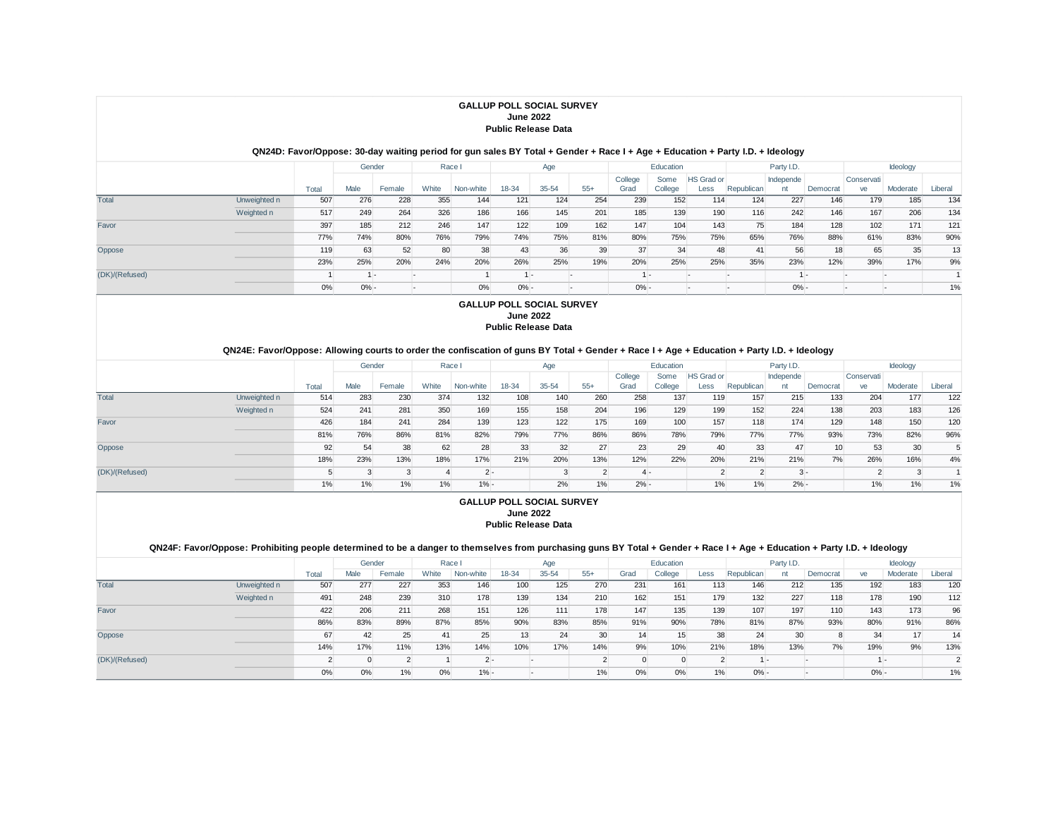## GALLUP POLL SOCIAL SURVEY
**June 2022**
**Public Release Data**

### QN24D: Favor/Oppose: 30-day waiting period for gun sales BY Total + Gender + Race I + Age + Education + Party I.D. + Ideology

| | | | Gender | | Race I | | Age | | | Education | | | Party I.D. | | | Ideology | | |
|---|---|---|---|---|---|---|---|---|---|---|---|---|---|---|---|---|---|---|
| | | Total | Male | Female | White | Non-white | 18-34 | 35-54 | 55+ | College Grad | Some College | HS Grad or Less | Republican | Independent | Democrat | Conservative | Moderate | Liberal |
| Total | Unweighted n | 507 | 276 | 228 | 355 | 144 | 121 | 124 | 254 | 239 | 152 | 114 | 124 | 227 | 146 | 179 | 185 | 134 |
| | Weighted n | 517 | 249 | 264 | 326 | 186 | 166 | 145 | 201 | 185 | 139 | 190 | 116 | 242 | 146 | 167 | 206 | 134 |
| Favor | | 397 | 185 | 212 | 246 | 147 | 122 | 109 | 162 | 147 | 104 | 143 | 75 | 184 | 128 | 102 | 171 | 121 |
| | | 77% | 74% | 80% | 76% | 79% | 74% | 75% | 81% | 80% | 75% | 75% | 65% | 76% | 88% | 61% | 83% | 90% |
| Oppose | | 119 | 63 | 52 | 80 | 38 | 43 | 36 | 39 | 37 | 34 | 48 | 41 | 56 | 18 | 65 | 35 | 13 |
| | | 23% | 25% | 20% | 24% | 20% | 26% | 25% | 19% | 20% | 25% | 25% | 35% | 23% | 12% | 39% | 17% | 9% |
| (DK)/(Refused) | | 1 | 1 | - | - | 1 | 1 | - | - | 1 | - | - | - | 1 | - | - | - | 1 |
| | | 0% | 0% | - | - | 0% | 0% | - | - | 0% | - | - | - | 0% | - | - | - | 1% |

## GALLUP POLL SOCIAL SURVEY
**June 2022**
**Public Release Data**

### QN24E: Favor/Oppose: Allowing courts to order the confiscation of guns BY Total + Gender + Race I + Age + Education + Party I.D. + Ideology

| | | | Gender | | Race I | | Age | | | Education | | | Party I.D. | | | Ideology | | |
|---|---|---|---|---|---|---|---|---|---|---|---|---|---|---|---|---|---|---|
| | | Total | Male | Female | White | Non-white | 18-34 | 35-54 | 55+ | College Grad | Some College | HS Grad or Less | Republican | Independent | Democrat | Conservative | Moderate | Liberal |
| Total | Unweighted n | 514 | 283 | 230 | 374 | 132 | 108 | 140 | 260 | 258 | 137 | 119 | 157 | 215 | 133 | 204 | 177 | 122 |
| | Weighted n | 524 | 241 | 281 | 350 | 169 | 155 | 158 | 204 | 196 | 129 | 199 | 152 | 224 | 138 | 203 | 183 | 126 |
| Favor | | 426 | 184 | 241 | 284 | 139 | 123 | 122 | 175 | 169 | 100 | 157 | 118 | 174 | 129 | 148 | 150 | 120 |
| | | 81% | 76% | 86% | 81% | 82% | 79% | 77% | 86% | 86% | 78% | 79% | 77% | 77% | 93% | 73% | 82% | 96% |
| Oppose | | 92 | 54 | 38 | 62 | 28 | 33 | 32 | 27 | 23 | 29 | 40 | 33 | 47 | 10 | 53 | 30 | 5 |
| | | 18% | 23% | 13% | 18% | 17% | 21% | 20% | 13% | 12% | 22% | 20% | 21% | 21% | 7% | 26% | 16% | 4% |
| (DK)/(Refused) | | 5 | 3 | 3 | 4 | 2 | - | 3 | 2 | 4 | - | 2 | 2 | 3 | - | 2 | 3 | 1 |
| | | 1% | 1% | 1% | 1% | 1% | - | 2% | 1% | 2% | - | 1% | 1% | 2% | - | 1% | 1% | 1% |

## GALLUP POLL SOCIAL SURVEY
**June 2022**
**Public Release Data**

### QN24F: Favor/Oppose: Prohibiting people determined to be a danger to themselves from purchasing guns BY Total + Gender + Race I + Age + Education + Party I.D. + Ideology

| | | | Gender | | Race I | | Age | | | Education | | | Party I.D. | | | Ideology | | |
|---|---|---|---|---|---|---|---|---|---|---|---|---|---|---|---|---|---|---|
| | | Total | Male | Female | White | Non-white | 18-34 | 35-54 | 55+ | Grad | College | Less | Republican | nt | Democrat | ve | Moderate | Liberal |
| Total | Unweighted n | 507 | 277 | 227 | 353 | 146 | 100 | 125 | 270 | 231 | 161 | 113 | 146 | 212 | 135 | 192 | 183 | 120 |
| | Weighted n | 491 | 248 | 239 | 310 | 178 | 139 | 134 | 210 | 162 | 151 | 179 | 132 | 227 | 118 | 178 | 190 | 112 |
| Favor | | 422 | 206 | 211 | 268 | 151 | 126 | 111 | 178 | 147 | 135 | 139 | 107 | 197 | 110 | 143 | 173 | 96 |
| | | 86% | 83% | 89% | 87% | 85% | 90% | 83% | 85% | 91% | 90% | 78% | 81% | 87% | 93% | 80% | 91% | 86% |
| Oppose | | 67 | 42 | 25 | 41 | 25 | 13 | 24 | 30 | 14 | 15 | 38 | 24 | 30 | 8 | 34 | 17 | 14 |
| | | 14% | 17% | 11% | 13% | 14% | 10% | 17% | 14% | 9% | 10% | 21% | 18% | 13% | 7% | 19% | 9% | 13% |
| (DK)/(Refused) | | 2 | 0 | 2 | 1 | 2 | - | - | 2 | 0 | 0 | 2 | 1 | - | - | 1 | - | 2 |
| | | 0% | 0% | 1% | 0% | 1% | - | - | 1% | 0% | 0% | 1% | 0% | - | - | 0% | - | 1% |